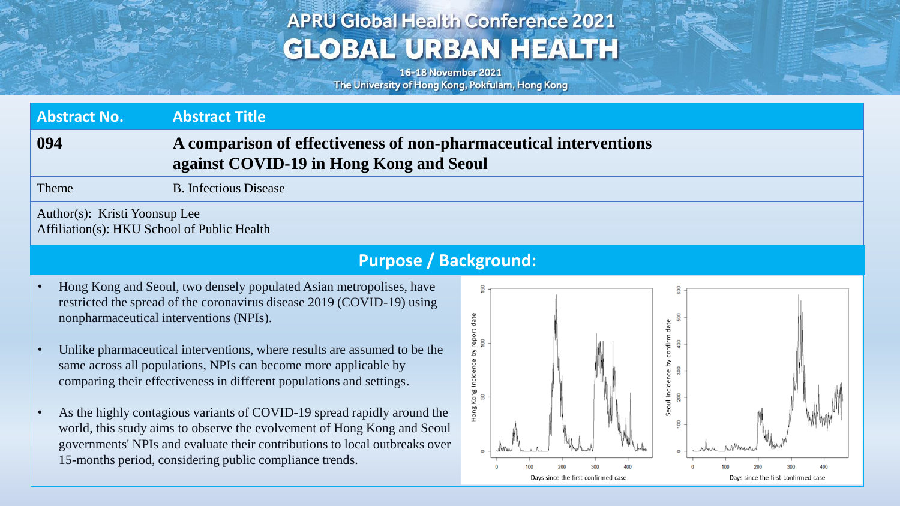# APRU Global Health Conference 2021
# GLOBAL URBAN HEALTH

16-18 November 2021
The University of Hong Kong, Pokfulam, Hong Kong

| Abstract No. | Abstract Title |
| --- | --- |
| **094** | **A comparison of effectiveness of non-pharmaceutical interventions against COVID-19 in Hong Kong and Seoul** |
| Theme | B. Infectious Disease |

Author(s): Kristi Yoonsup Lee
Affiliation(s): HKU School of Public Health

## Purpose / Background:

- Hong Kong and Seoul, two densely populated Asian metropolises, have restricted the spread of the coronavirus disease 2019 (COVID-19) using nonpharmaceutical interventions (NPIs).
- Unlike pharmaceutical interventions, where results are assumed to be the same across all populations, NPIs can become more applicable by comparing their effectiveness in different populations and settings.
- As the highly contagious variants of COVID-19 spread rapidly around the world, this study aims to observe the evolvement of Hong Kong and Seoul governments' NPIs and evaluate their contributions to local outbreaks over 15-months period, considering public compliance trends.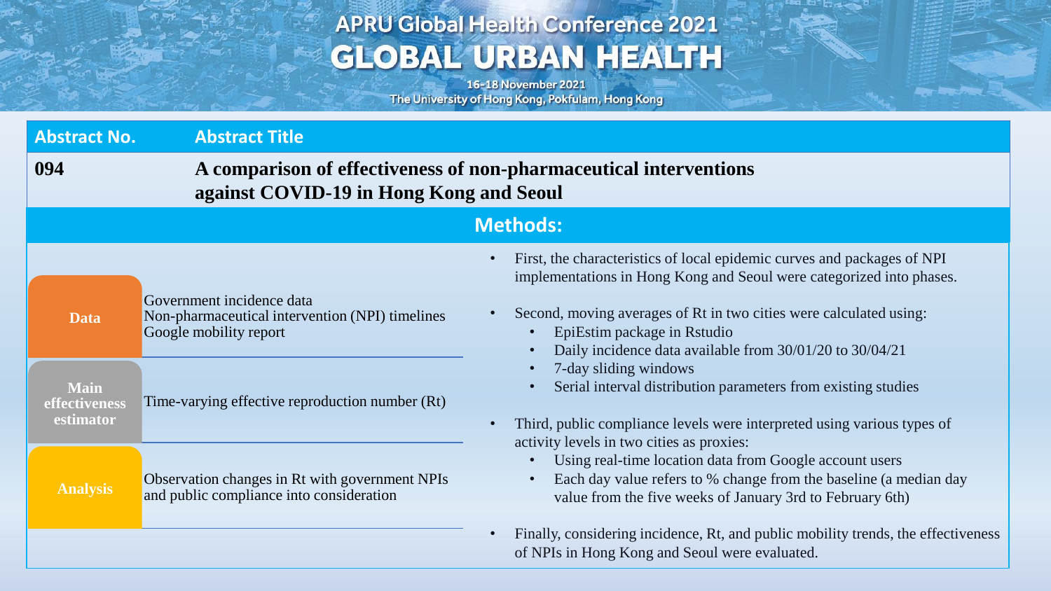| Abstract No. | Abstract Title |
|---|---|
| **094** | **A comparison of effectiveness of non-pharmaceutical interventions against COVID-19 in Hong Kong and Seoul** |

## Methods:

| | |
|---|---|
| **Data** | Government incidence data<br>Non-pharmaceutical intervention (NPI) timelines<br>Google mobility report |
| **Main effectiveness estimator** | Time-varying effective reproduction number (Rt) |
| **Analysis** | Observation changes in Rt with government NPIs and public compliance into consideration |

- First, the characteristics of local epidemic curves and packages of NPI implementations in Hong Kong and Seoul were categorized into phases.
- Second, moving averages of Rt in two cities were calculated using:
  - EpiEstim package in Rstudio
  - Daily incidence data available from 30/01/20 to 30/04/21
  - 7-day sliding windows
  - Serial interval distribution parameters from existing studies
- Third, public compliance levels were interpreted using various types of activity levels in two cities as proxies:
  - Using real-time location data from Google account users
  - Each day value refers to % change from the baseline (a median day value from the five weeks of January 3rd to February 6th)
- Finally, considering incidence, Rt, and public mobility trends, the effectiveness of NPIs in Hong Kong and Seoul were evaluated.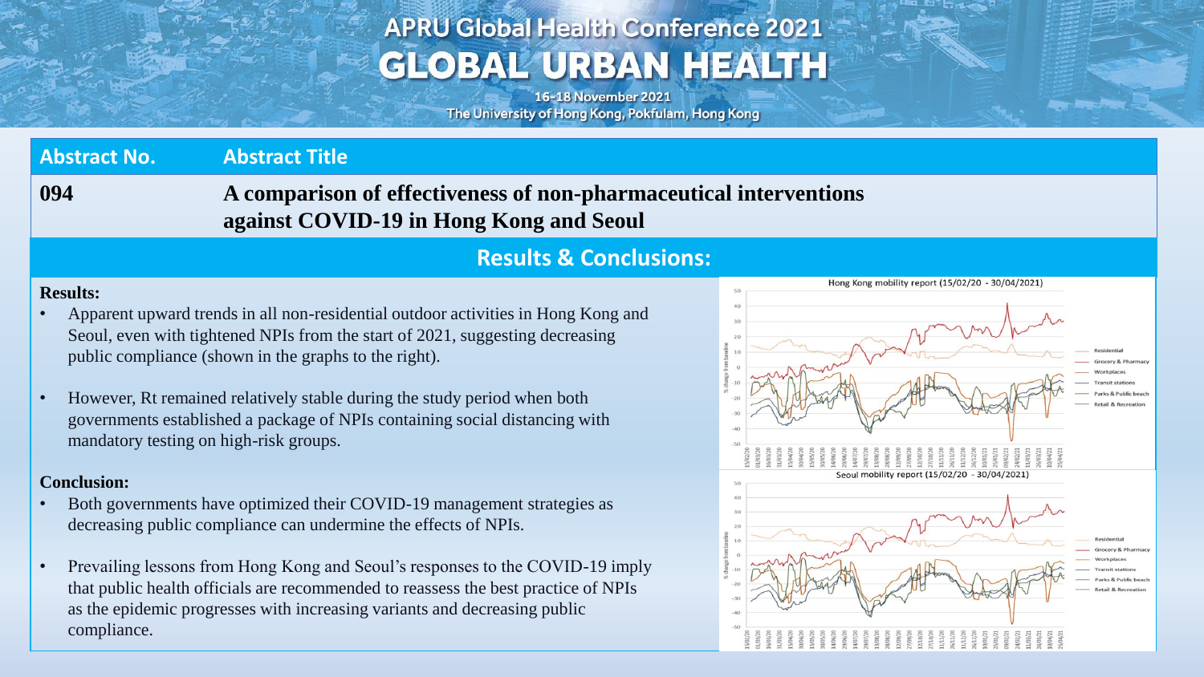# APRU Global Health Conference 2021

# GLOBAL URBAN HEALTH

16-18 November 2021

The University of Hong Kong, Pokfulam, Hong Kong

| Abstract No. | Abstract Title |
|---|---|
| 094 | **A comparison of effectiveness of non-pharmaceutical interventions against COVID-19 in Hong Kong and Seoul** |

## Results & Conclusions:

**Results:**

- Apparent upward trends in all non-residential outdoor activities in Hong Kong and Seoul, even with tightened NPIs from the start of 2021, suggesting decreasing public compliance (shown in the graphs to the right).
- However, Rt remained relatively stable during the study period when both governments established a package of NPIs containing social distancing with mandatory testing on high-risk groups.

Hong Kong mobility report (15/02/20 - 30/04/2021)

% change from baseline

Residential
Grocery & Pharmacy
Workplaces
Transit stations
Parks & Public beach
Retail & Recreation

Seoul mobility report (15/02/20 - 30/04/2021)

% change from baseline

Residential
Grocery & Pharmacy
Workplaces
Transit stations
Parks & Public beach
Retail & Recreation

**Conclusion:**

- Both governments have optimized their COVID-19 management strategies as decreasing public compliance can undermine the effects of NPIs.
- Prevailing lessons from Hong Kong and Seoul's responses to the COVID-19 imply that public health officials are recommended to reassess the best practice of NPIs as the epidemic progresses with increasing variants and decreasing public compliance.